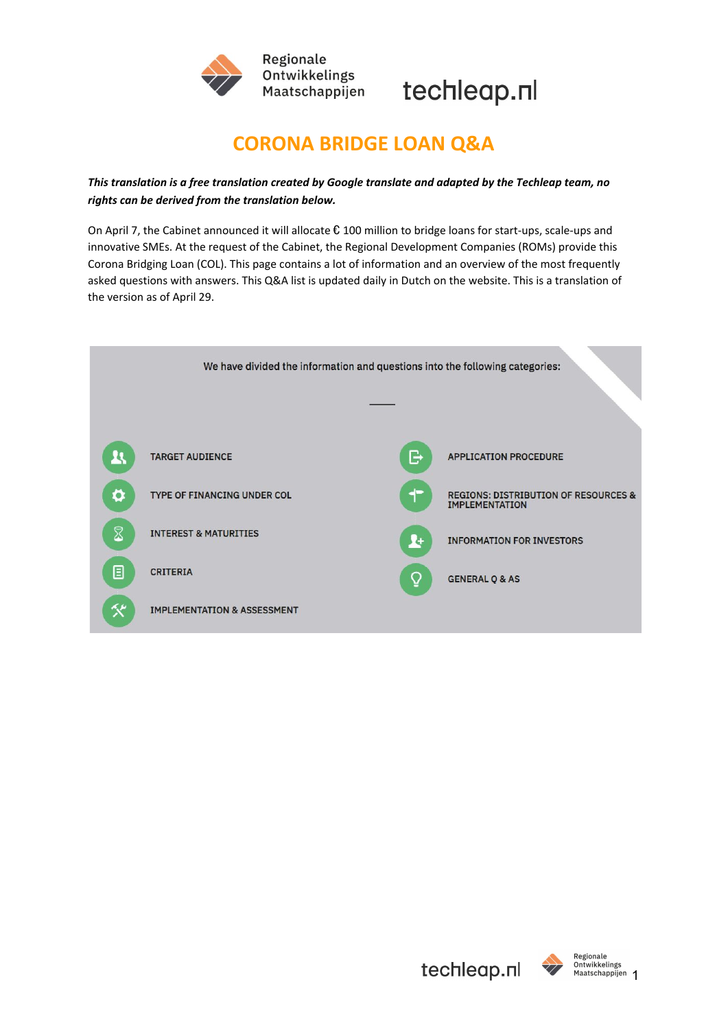# CORONA BRIDGE LOAN Q&A

***This translation is a free translation created by Google translate and adapted by the Techleap team, no rights can be derived from the translation below.***

On April 7, the Cabinet announced it will allocate € 100 million to bridge loans for start-ups, scale-ups and innovative SMEs. At the request of the Cabinet, the Regional Development Companies (ROMs) provide this Corona Bridging Loan (COL). This page contains a lot of information and an overview of the most frequently asked questions with answers. This Q&A list is updated daily in Dutch on the website. This is a translation of the version as of April 29.

We have divided the information and questions into the following categories:

- TARGET AUDIENCE
- TYPE OF FINANCING UNDER COL
- INTEREST & MATURITIES
- CRITERIA
- IMPLEMENTATION & ASSESSMENT
- APPLICATION PROCEDURE
- REGIONS: DISTRIBUTION OF RESOURCES & IMPLEMENTATION
- INFORMATION FOR INVESTORS
- GENERAL Q & AS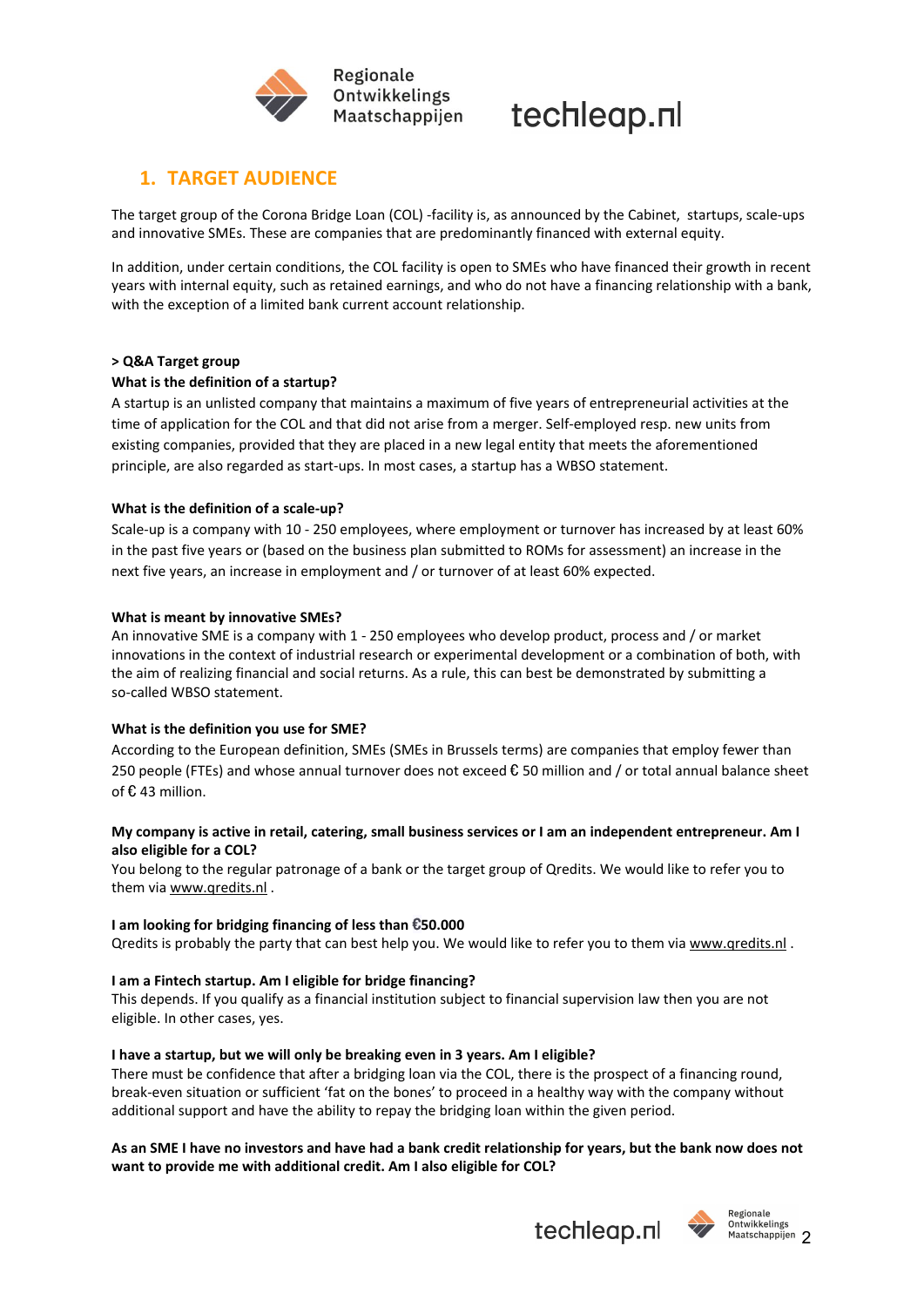## 1. TARGET AUDIENCE

The target group of the Corona Bridge Loan (COL) -facility is, as announced by the Cabinet, startups, scale-ups and innovative SMEs. These are companies that are predominantly financed with external equity.

In addition, under certain conditions, the COL facility is open to SMEs who have financed their growth in recent years with internal equity, such as retained earnings, and who do not have a financing relationship with a bank, with the exception of a limited bank current account relationship.

**> Q&A Target group**

**What is the definition of a startup?**

A startup is an unlisted company that maintains a maximum of five years of entrepreneurial activities at the time of application for the COL and that did not arise from a merger. Self-employed resp. new units from existing companies, provided that they are placed in a new legal entity that meets the aforementioned principle, are also regarded as start-ups. In most cases, a startup has a WBSO statement.

**What is the definition of a scale-up?**

Scale-up is a company with 10 - 250 employees, where employment or turnover has increased by at least 60% in the past five years or (based on the business plan submitted to ROMs for assessment) an increase in the next five years, an increase in employment and / or turnover of at least 60% expected.

**What is meant by innovative SMEs?**

An innovative SME is a company with 1 - 250 employees who develop product, process and / or market innovations in the context of industrial research or experimental development or a combination of both, with the aim of realizing financial and social returns. As a rule, this can best be demonstrated by submitting a so-called WBSO statement.

**What is the definition you use for SME?**

According to the European definition, SMEs (SMEs in Brussels terms) are companies that employ fewer than 250 people (FTEs) and whose annual turnover does not exceed € 50 million and / or total annual balance sheet of € 43 million.

**My company is active in retail, catering, small business services or I am an independent entrepreneur. Am I also eligible for a COL?**

You belong to the regular patronage of a bank or the target group of Qredits. We would like to refer you to them via www.qredits.nl .

**I am looking for bridging financing of less than €50.000**

Qredits is probably the party that can best help you. We would like to refer you to them via www.qredits.nl .

**I am a Fintech startup. Am I eligible for bridge financing?**

This depends. If you qualify as a financial institution subject to financial supervision law then you are not eligible. In other cases, yes.

**I have a startup, but we will only be breaking even in 3 years. Am I eligible?**

There must be confidence that after a bridging loan via the COL, there is the prospect of a financing round, break-even situation or sufficient 'fat on the bones' to proceed in a healthy way with the company without additional support and have the ability to repay the bridging loan within the given period.

**As an SME I have no investors and have had a bank credit relationship for years, but the bank now does not want to provide me with additional credit. Am I also eligible for COL?**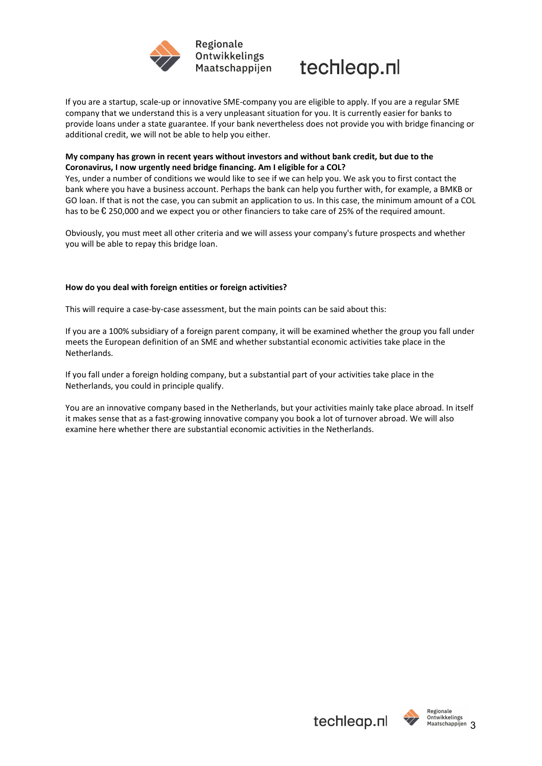If you are a startup, scale-up or innovative SME-company you are eligible to apply. If you are a regular SME company that we understand this is a very unpleasant situation for you. It is currently easier for banks to provide loans under a state guarantee. If your bank nevertheless does not provide you with bridge financing or additional credit, we will not be able to help you either.

**My company has grown in recent years without investors and without bank credit, but due to the Coronavirus, I now urgently need bridge financing. Am I eligible for a COL?**

Yes, under a number of conditions we would like to see if we can help you. We ask you to first contact the bank where you have a business account. Perhaps the bank can help you further with, for example, a BMKB or GO loan. If that is not the case, you can submit an application to us. In this case, the minimum amount of a COL has to be € 250,000 and we expect you or other financiers to take care of 25% of the required amount.

Obviously, you must meet all other criteria and we will assess your company's future prospects and whether you will be able to repay this bridge loan.

**How do you deal with foreign entities or foreign activities?**

This will require a case-by-case assessment, but the main points can be said about this:

If you are a 100% subsidiary of a foreign parent company, it will be examined whether the group you fall under meets the European definition of an SME and whether substantial economic activities take place in the Netherlands.

If you fall under a foreign holding company, but a substantial part of your activities take place in the Netherlands, you could in principle qualify.

You are an innovative company based in the Netherlands, but your activities mainly take place abroad. In itself it makes sense that as a fast-growing innovative company you book a lot of turnover abroad. We will also examine here whether there are substantial economic activities in the Netherlands.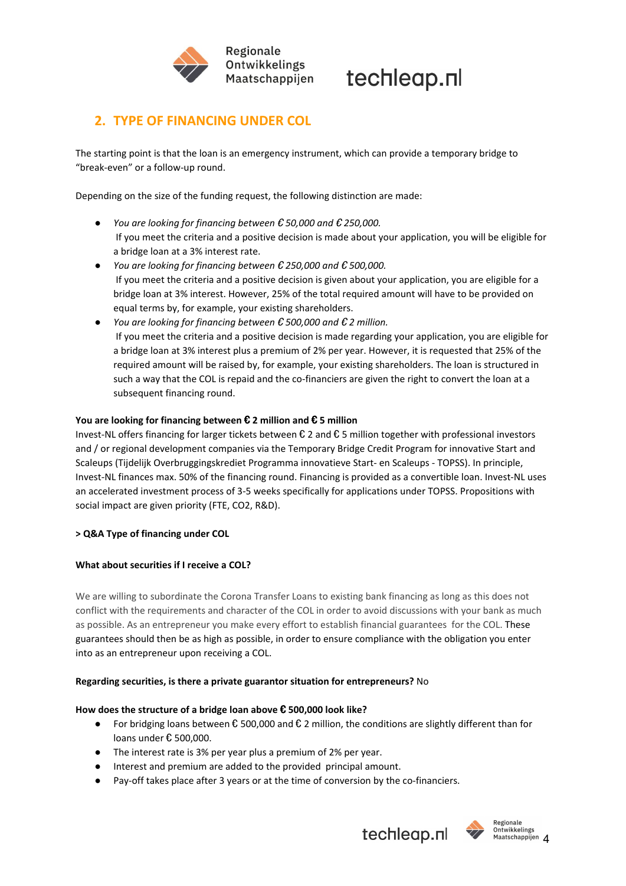## 2. TYPE OF FINANCING UNDER COL

The starting point is that the loan is an emergency instrument, which can provide a temporary bridge to "break-even" or a follow-up round.

Depending on the size of the funding request, the following distinction are made:

- *You are looking for financing between € 50,000 and € 250,000.*
  If you meet the criteria and a positive decision is made about your application, you will be eligible for a bridge loan at a 3% interest rate.
- *You are looking for financing between € 250,000 and € 500,000.*
  If you meet the criteria and a positive decision is given about your application, you are eligible for a bridge loan at 3% interest. However, 25% of the total required amount will have to be provided on equal terms by, for example, your existing shareholders.
- *You are looking for financing between € 500,000 and € 2 million.*
  If you meet the criteria and a positive decision is made regarding your application, you are eligible for a bridge loan at 3% interest plus a premium of 2% per year. However, it is requested that 25% of the required amount will be raised by, for example, your existing shareholders. The loan is structured in such a way that the COL is repaid and the co-financiers are given the right to convert the loan at a subsequent financing round.

**You are looking for financing between € 2 million and € 5 million**
Invest-NL offers financing for larger tickets between € 2 and € 5 million together with professional investors and / or regional development companies via the Temporary Bridge Credit Program for innovative Start and Scaleups (Tijdelijk Overbruggingskrediet Programma innovatieve Start- en Scaleups - TOPSS). In principle, Invest-NL finances max. 50% of the financing round. Financing is provided as a convertible loan. Invest-NL uses an accelerated investment process of 3-5 weeks specifically for applications under TOPSS. Propositions with social impact are given priority (FTE, $CO_2$, R&D).

**> Q&A Type of financing under COL**

**What about securities if I receive a COL?**

We are willing to subordinate the Corona Transfer Loans to existing bank financing as long as this does not conflict with the requirements and character of the COL in order to avoid discussions with your bank as much as possible. As an entrepreneur you make every effort to establish financial guarantees for the COL. These guarantees should then be as high as possible, in order to ensure compliance with the obligation you enter into as an entrepreneur upon receiving a COL.

**Regarding securities, is there a private guarantor situation for entrepreneurs?** No

**How does the structure of a bridge loan above € 500,000 look like?**

- For bridging loans between € 500,000 and € 2 million, the conditions are slightly different than for loans under € 500,000.
- The interest rate is 3% per year plus a premium of 2% per year.
- Interest and premium are added to the provided principal amount.
- Pay-off takes place after 3 years or at the time of conversion by the co-financiers.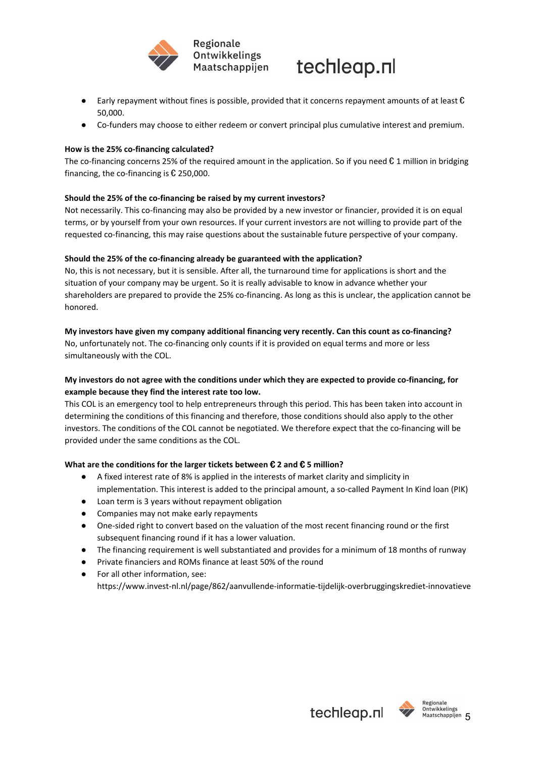- Early repayment without fines is possible, provided that it concerns repayment amounts of at least € 50,000.
- Co-funders may choose to either redeem or convert principal plus cumulative interest and premium.

**How is the 25% co-financing calculated?**

The co-financing concerns 25% of the required amount in the application. So if you need € 1 million in bridging financing, the co-financing is € 250,000.

**Should the 25% of the co-financing be raised by my current investors?**

Not necessarily. This co-financing may also be provided by a new investor or financier, provided it is on equal terms, or by yourself from your own resources. If your current investors are not willing to provide part of the requested co-financing, this may raise questions about the sustainable future perspective of your company.

**Should the 25% of the co-financing already be guaranteed with the application?**

No, this is not necessary, but it is sensible. After all, the turnaround time for applications is short and the situation of your company may be urgent. So it is really advisable to know in advance whether your shareholders are prepared to provide the 25% co-financing. As long as this is unclear, the application cannot be honored.

**My investors have given my company additional financing very recently. Can this count as co-financing?**

No, unfortunately not. The co-financing only counts if it is provided on equal terms and more or less simultaneously with the COL.

**My investors do not agree with the conditions under which they are expected to provide co-financing, for example because they find the interest rate too low.**

This COL is an emergency tool to help entrepreneurs through this period. This has been taken into account in determining the conditions of this financing and therefore, those conditions should also apply to the other investors. The conditions of the COL cannot be negotiated. We therefore expect that the co-financing will be provided under the same conditions as the COL.

**What are the conditions for the larger tickets between € 2 and € 5 million?**

- A fixed interest rate of 8% is applied in the interests of market clarity and simplicity in implementation. This interest is added to the principal amount, a so-called Payment In Kind loan (PIK)
- Loan term is 3 years without repayment obligation
- Companies may not make early repayments
- One-sided right to convert based on the valuation of the most recent financing round or the first subsequent financing round if it has a lower valuation.
- The financing requirement is well substantiated and provides for a minimum of 18 months of runway
- Private financiers and ROMs finance at least 50% of the round
- For all other information, see: https://www.invest-nl.nl/page/862/aanvullende-informatie-tijdelijk-overbruggingskrediet-innovatieve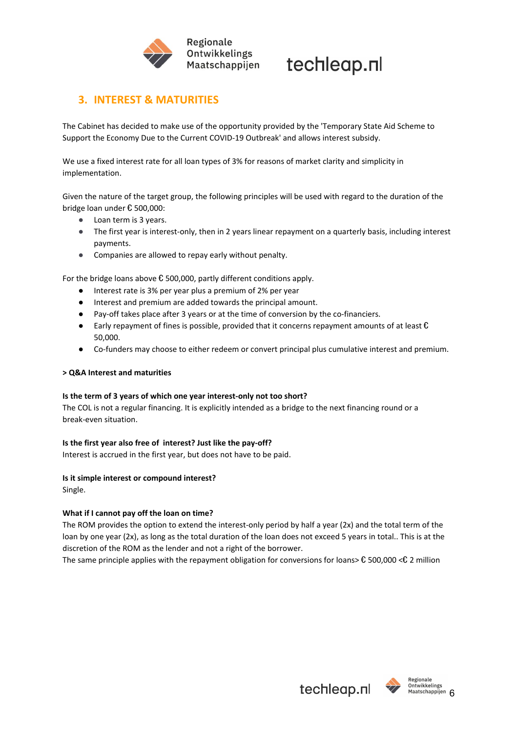## 3. INTEREST & MATURITIES

The Cabinet has decided to make use of the opportunity provided by the 'Temporary State Aid Scheme to Support the Economy Due to the Current COVID-19 Outbreak' and allows interest subsidy.

We use a fixed interest rate for all loan types of 3% for reasons of market clarity and simplicity in implementation.

Given the nature of the target group, the following principles will be used with regard to the duration of the bridge loan under € 500,000:

- Loan term is 3 years.
- The first year is interest-only, then in 2 years linear repayment on a quarterly basis, including interest payments.
- Companies are allowed to repay early without penalty.

For the bridge loans above € 500,000, partly different conditions apply.

- Interest rate is 3% per year plus a premium of 2% per year
- Interest and premium are added towards the principal amount.
- Pay-off takes place after 3 years or at the time of conversion by the co-financiers.
- Early repayment of fines is possible, provided that it concerns repayment amounts of at least € 50,000.
- Co-funders may choose to either redeem or convert principal plus cumulative interest and premium.

**> Q&A Interest and maturities**

**Is the term of 3 years of which one year interest-only not too short?**
The COL is not a regular financing. It is explicitly intended as a bridge to the next financing round or a break-even situation.

**Is the first year also free of interest? Just like the pay-off?**
Interest is accrued in the first year, but does not have to be paid.

**Is it simple interest or compound interest?**
Single.

**What if I cannot pay off the loan on time?**
The ROM provides the option to extend the interest-only period by half a year (2x) and the total term of the loan by one year (2x), as long as the total duration of the loan does not exceed 5 years in total.. This is at the discretion of the ROM as the lender and not a right of the borrower.
The same principle applies with the repayment obligation for conversions for loans> € 500,000 <€ 2 million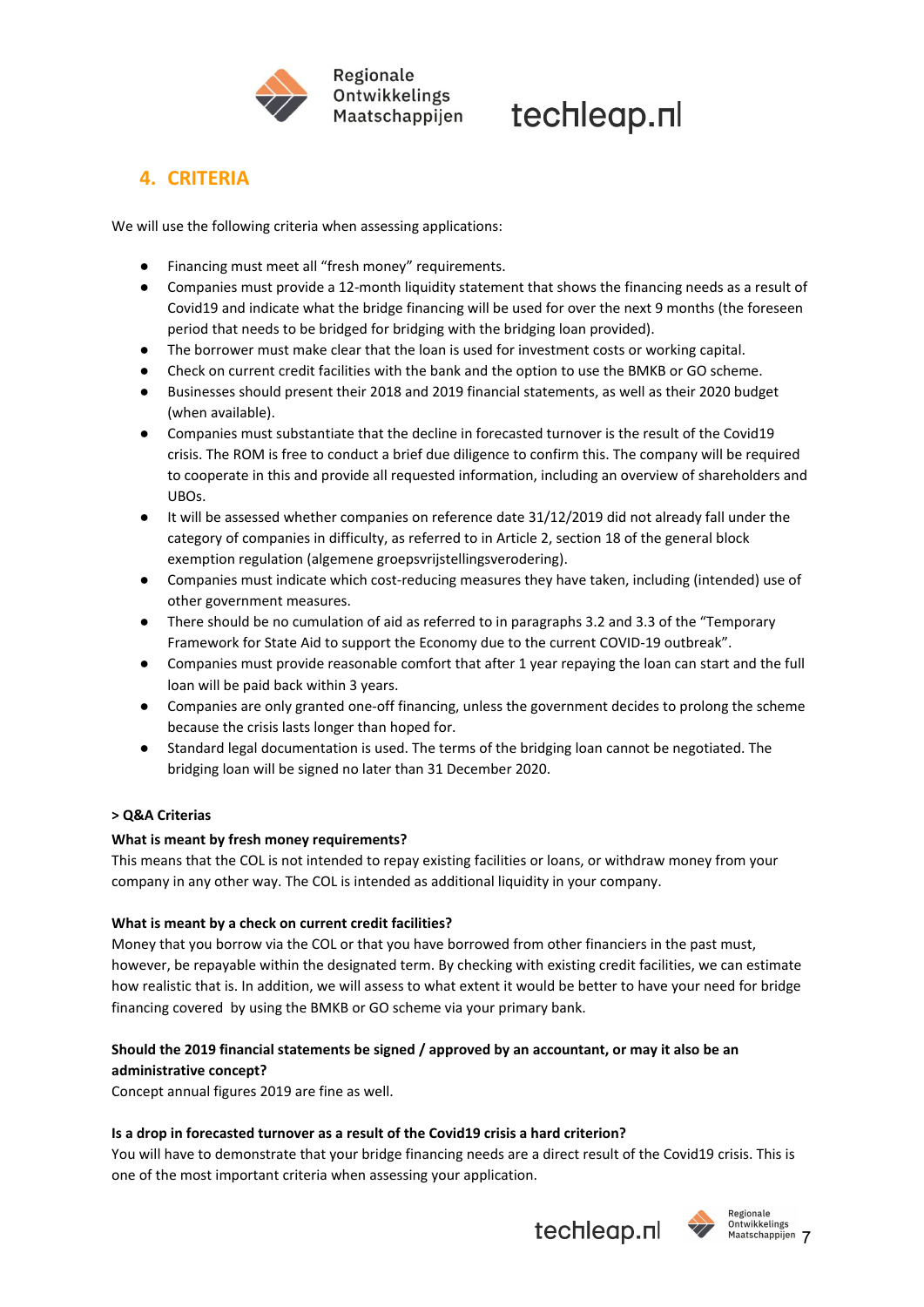## 4. CRITERIA

We will use the following criteria when assessing applications:

- Financing must meet all "fresh money" requirements.
- Companies must provide a 12-month liquidity statement that shows the financing needs as a result of Covid19 and indicate what the bridge financing will be used for over the next 9 months (the foreseen period that needs to be bridged for bridging with the bridging loan provided).
- The borrower must make clear that the loan is used for investment costs or working capital.
- Check on current credit facilities with the bank and the option to use the BMKB or GO scheme.
- Businesses should present their 2018 and 2019 financial statements, as well as their 2020 budget (when available).
- Companies must substantiate that the decline in forecasted turnover is the result of the Covid19 crisis. The ROM is free to conduct a brief due diligence to confirm this. The company will be required to cooperate in this and provide all requested information, including an overview of shareholders and UBOs.
- It will be assessed whether companies on reference date 31/12/2019 did not already fall under the category of companies in difficulty, as referred to in Article 2, section 18 of the general block exemption regulation (algemene groepsvrijstellingsverodering).
- Companies must indicate which cost-reducing measures they have taken, including (intended) use of other government measures.
- There should be no cumulation of aid as referred to in paragraphs 3.2 and 3.3 of the "Temporary Framework for State Aid to support the Economy due to the current COVID-19 outbreak".
- Companies must provide reasonable comfort that after 1 year repaying the loan can start and the full loan will be paid back within 3 years.
- Companies are only granted one-off financing, unless the government decides to prolong the scheme because the crisis lasts longer than hoped for.
- Standard legal documentation is used. The terms of the bridging loan cannot be negotiated. The bridging loan will be signed no later than 31 December 2020.

**> Q&A Criterias**

**What is meant by fresh money requirements?**
This means that the COL is not intended to repay existing facilities or loans, or withdraw money from your company in any other way. The COL is intended as additional liquidity in your company.

**What is meant by a check on current credit facilities?**
Money that you borrow via the COL or that you have borrowed from other financiers in the past must, however, be repayable within the designated term. By checking with existing credit facilities, we can estimate how realistic that is. In addition, we will assess to what extent it would be better to have your need for bridge financing covered by using the BMKB or GO scheme via your primary bank.

**Should the 2019 financial statements be signed / approved by an accountant, or may it also be an administrative concept?**
Concept annual figures 2019 are fine as well.

**Is a drop in forecasted turnover as a result of the Covid19 crisis a hard criterion?**
You will have to demonstrate that your bridge financing needs are a direct result of the Covid19 crisis. This is one of the most important criteria when assessing your application.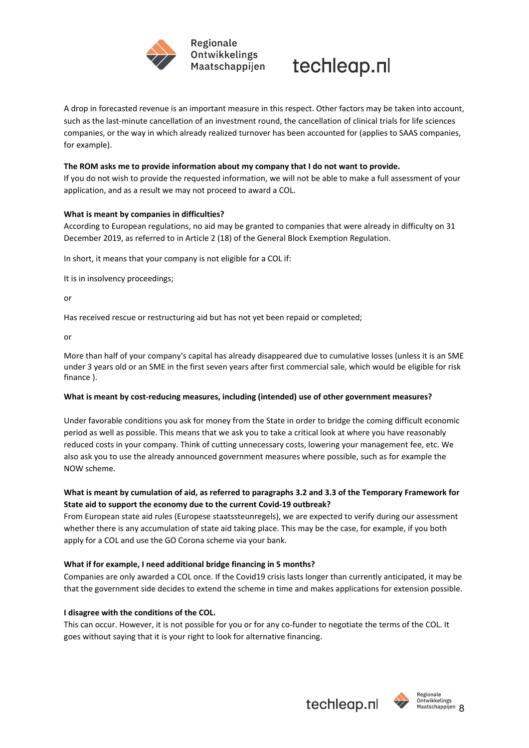A drop in forecasted revenue is an important measure in this respect. Other factors may be taken into account, such as the last-minute cancellation of an investment round, the cancellation of clinical trials for life sciences companies, or the way in which already realized turnover has been accounted for (applies to SAAS companies, for example).

**The ROM asks me to provide information about my company that I do not want to provide.**

If you do not wish to provide the requested information, we will not be able to make a full assessment of your application, and as a result we may not proceed to award a COL.

**What is meant by companies in difficulties?**

According to European regulations, no aid may be granted to companies that were already in difficulty on 31 December 2019, as referred to in Article 2 (18) of the General Block Exemption Regulation.

In short, it means that your company is not eligible for a COL if:

It is in insolvency proceedings;

or

Has received rescue or restructuring aid but has not yet been repaid or completed;

or

More than half of your company's capital has already disappeared due to cumulative losses (unless it is an SME under 3 years old or an SME in the first seven years after first commercial sale, which would be eligible for risk finance ).

**What is meant by cost-reducing measures, including (intended) use of other government measures?**

Under favorable conditions you ask for money from the State in order to bridge the coming difficult economic period as well as possible. This means that we ask you to take a critical look at where you have reasonably reduced costs in your company. Think of cutting unnecessary costs, lowering your management fee, etc. We also ask you to use the already announced government measures where possible, such as for example the NOW scheme.

**What is meant by cumulation of aid, as referred to paragraphs 3.2 and 3.3 of the Temporary Framework for State aid to support the economy due to the current Covid-19 outbreak?**

From European state aid rules (Europese staatssteunregels), we are expected to verify during our assessment whether there is any accumulation of state aid taking place. This may be the case, for example, if you both apply for a COL and use the GO Corona scheme via your bank.

**What if for example, I need additional bridge financing in 5 months?**

Companies are only awarded a COL once. If the Covid19 crisis lasts longer than currently anticipated, it may be that the government side decides to extend the scheme in time and makes applications for extension possible.

**I disagree with the conditions of the COL.**

This can occur. However, it is not possible for you or for any co-funder to negotiate the terms of the COL. It goes without saying that it is your right to look for alternative financing.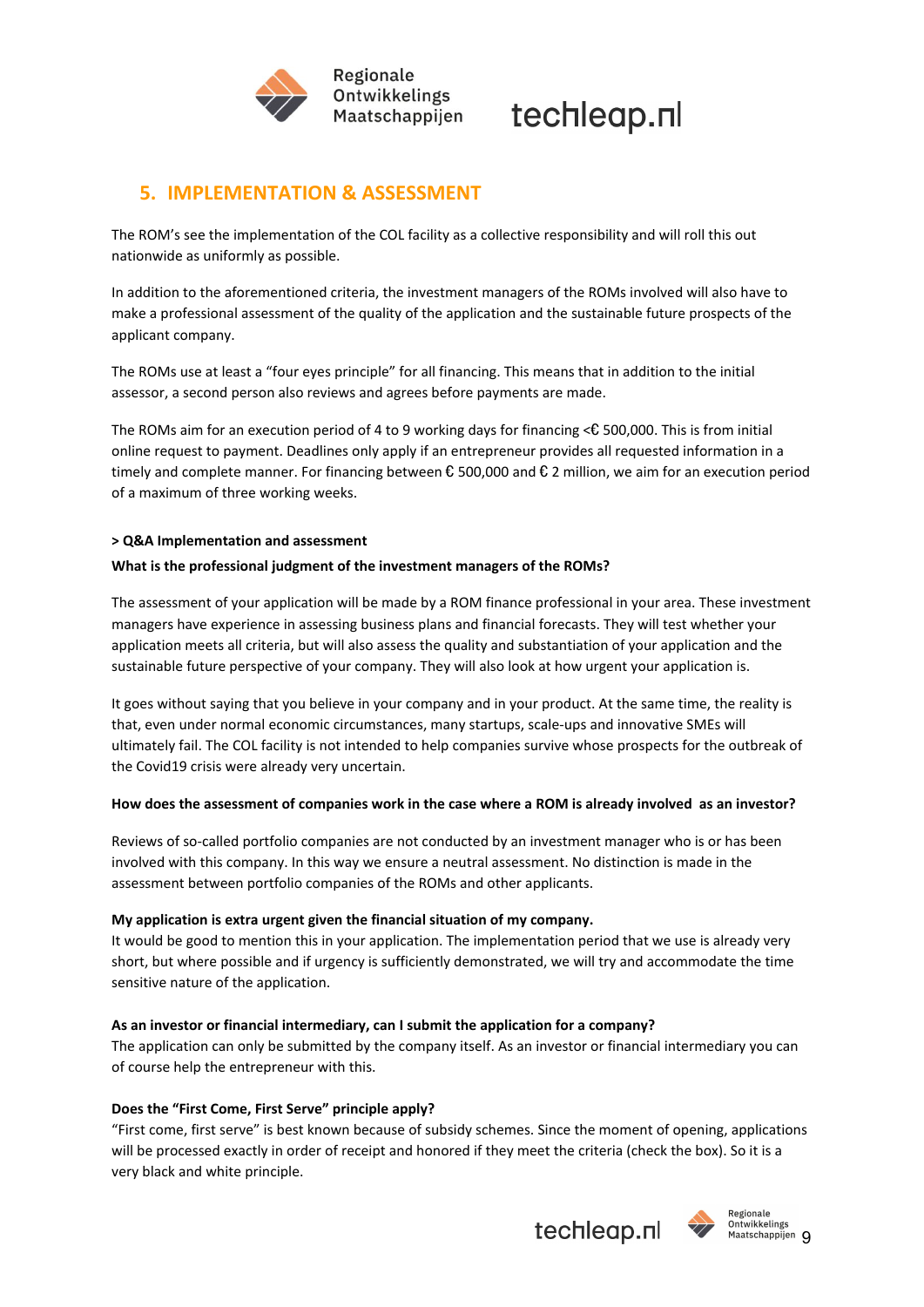## 5. IMPLEMENTATION & ASSESSMENT

The ROM's see the implementation of the COL facility as a collective responsibility and will roll this out nationwide as uniformly as possible.

In addition to the aforementioned criteria, the investment managers of the ROMs involved will also have to make a professional assessment of the quality of the application and the sustainable future prospects of the applicant company.

The ROMs use at least a "four eyes principle" for all financing. This means that in addition to the initial assessor, a second person also reviews and agrees before payments are made.

The ROMs aim for an execution period of 4 to 9 working days for financing <€ 500,000. This is from initial online request to payment. Deadlines only apply if an entrepreneur provides all requested information in a timely and complete manner. For financing between € 500,000 and € 2 million, we aim for an execution period of a maximum of three working weeks.

**> Q&A Implementation and assessment**

**What is the professional judgment of the investment managers of the ROMs?**

The assessment of your application will be made by a ROM finance professional in your area. These investment managers have experience in assessing business plans and financial forecasts. They will test whether your application meets all criteria, but will also assess the quality and substantiation of your application and the sustainable future perspective of your company. They will also look at how urgent your application is.

It goes without saying that you believe in your company and in your product. At the same time, the reality is that, even under normal economic circumstances, many startups, scale-ups and innovative SMEs will ultimately fail. The COL facility is not intended to help companies survive whose prospects for the outbreak of the Covid19 crisis were already very uncertain.

**How does the assessment of companies work in the case where a ROM is already involved as an investor?**

Reviews of so-called portfolio companies are not conducted by an investment manager who is or has been involved with this company. In this way we ensure a neutral assessment. No distinction is made in the assessment between portfolio companies of the ROMs and other applicants.

**My application is extra urgent given the financial situation of my company.**
It would be good to mention this in your application. The implementation period that we use is already very short, but where possible and if urgency is sufficiently demonstrated, we will try and accommodate the time sensitive nature of the application.

**As an investor or financial intermediary, can I submit the application for a company?**
The application can only be submitted by the company itself. As an investor or financial intermediary you can of course help the entrepreneur with this.

**Does the "First Come, First Serve" principle apply?**
"First come, first serve" is best known because of subsidy schemes. Since the moment of opening, applications will be processed exactly in order of receipt and honored if they meet the criteria (check the box). So it is a very black and white principle.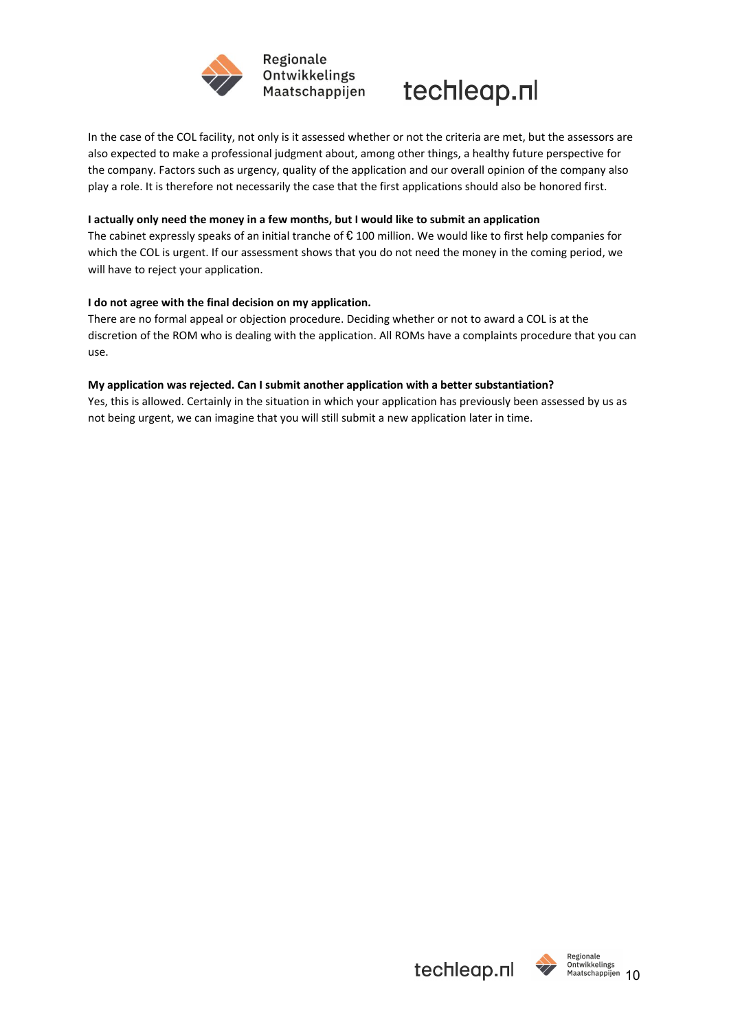In the case of the COL facility, not only is it assessed whether or not the criteria are met, but the assessors are also expected to make a professional judgment about, among other things, a healthy future perspective for the company. Factors such as urgency, quality of the application and our overall opinion of the company also play a role. It is therefore not necessarily the case that the first applications should also be honored first.

**I actually only need the money in a few months, but I would like to submit an application**

The cabinet expressly speaks of an initial tranche of € 100 million. We would like to first help companies for which the COL is urgent. If our assessment shows that you do not need the money in the coming period, we will have to reject your application.

**I do not agree with the final decision on my application.**

There are no formal appeal or objection procedure. Deciding whether or not to award a COL is at the discretion of the ROM who is dealing with the application. All ROMs have a complaints procedure that you can use.

**My application was rejected. Can I submit another application with a better substantiation?**

Yes, this is allowed. Certainly in the situation in which your application has previously been assessed by us as not being urgent, we can imagine that you will still submit a new application later in time.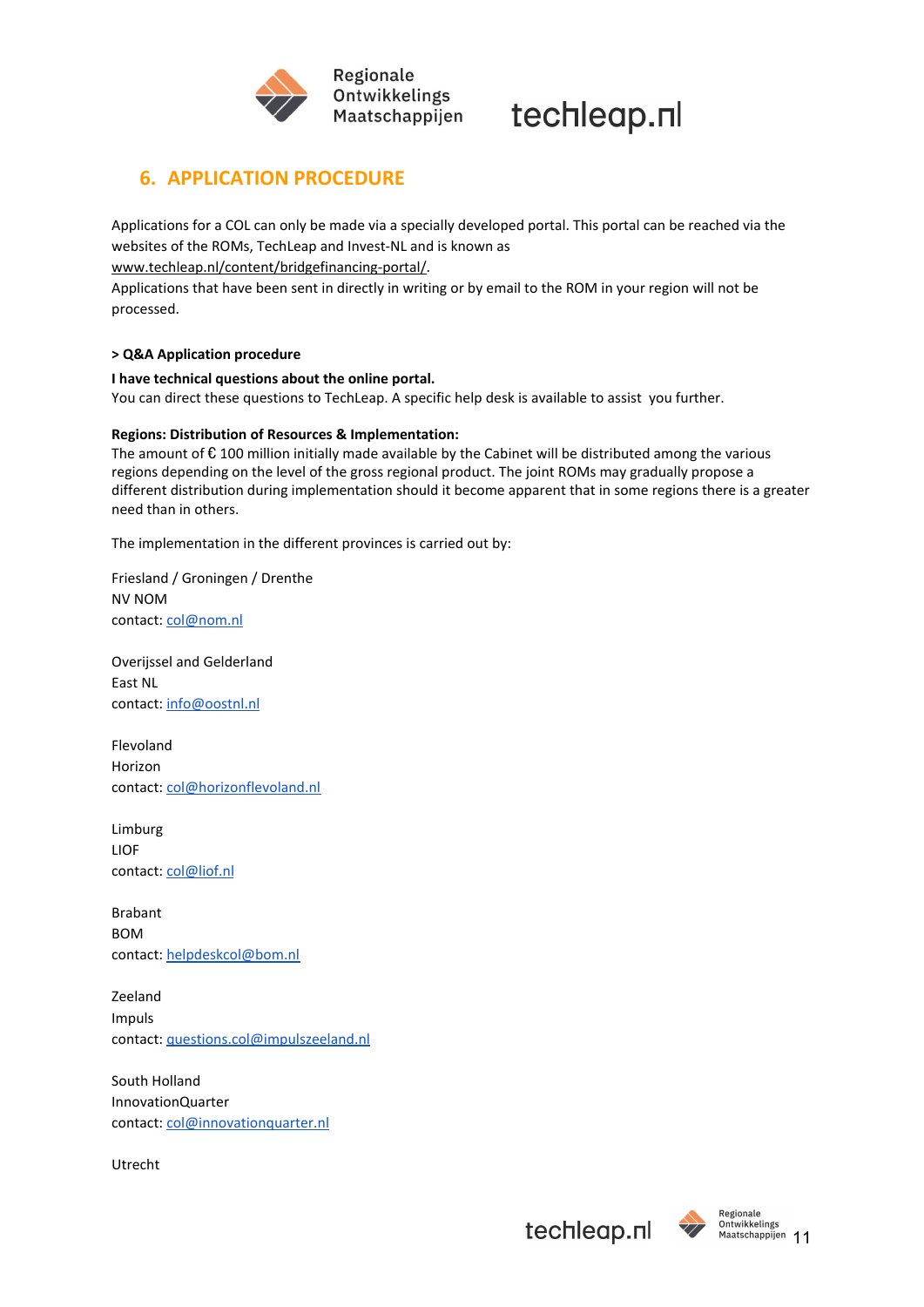## 6. APPLICATION PROCEDURE

Applications for a COL can only be made via a specially developed portal. This portal can be reached via the websites of the ROMs, TechLeap and Invest-NL and is known as www.techleap.nl/content/bridgefinancing-portal/.
Applications that have been sent in directly in writing or by email to the ROM in your region will not be processed.

**> Q&A Application procedure**

**I have technical questions about the online portal.**
You can direct these questions to TechLeap. A specific help desk is available to assist you further.

**Regions: Distribution of Resources & Implementation:**
The amount of € 100 million initially made available by the Cabinet will be distributed among the various regions depending on the level of the gross regional product. The joint ROMs may gradually propose a different distribution during implementation should it become apparent that in some regions there is a greater need than in others.

The implementation in the different provinces is carried out by:

Friesland / Groningen / Drenthe
NV NOM
contact: col@nom.nl

Overijssel and Gelderland
East NL
contact: info@oostnl.nl

Flevoland
Horizon
contact: col@horizonflevoland.nl

Limburg
LIOF
contact: col@liof.nl

Brabant
BOM
contact: helpdeskcol@bom.nl

Zeeland
Impuls
contact: questions.col@impulszeeland.nl

South Holland
InnovationQuarter
contact: col@innovationquarter.nl

Utrecht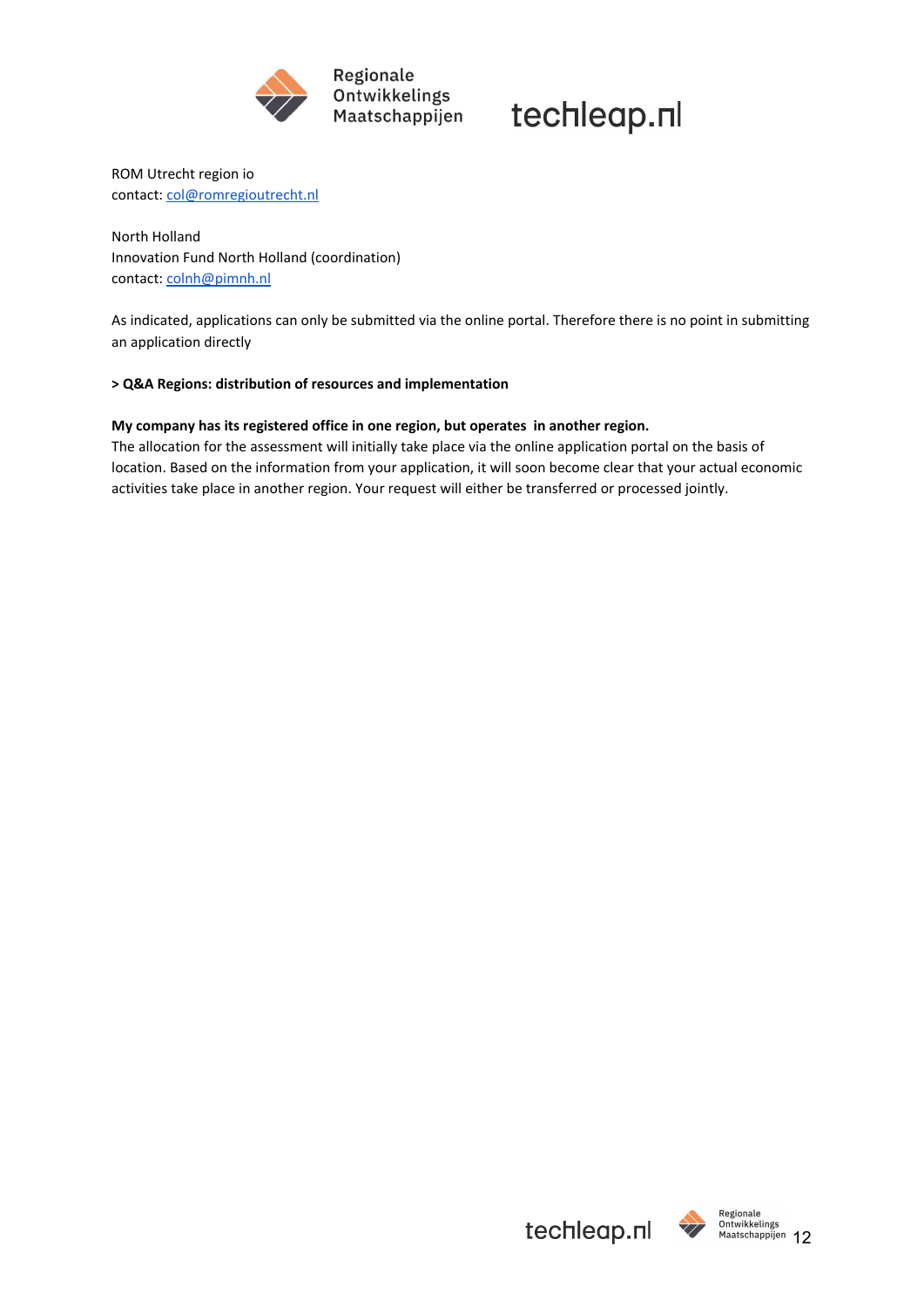ROM Utrecht region io
contact: col@romregioutrecht.nl

North Holland
Innovation Fund North Holland (coordination)
contact: colnh@pimnh.nl

As indicated, applications can only be submitted via the online portal. Therefore there is no point in submitting an application directly

**> Q&A Regions: distribution of resources and implementation**

**My company has its registered office in one region, but operates in another region.**
The allocation for the assessment will initially take place via the online application portal on the basis of location. Based on the information from your application, it will soon become clear that your actual economic activities take place in another region. Your request will either be transferred or processed jointly.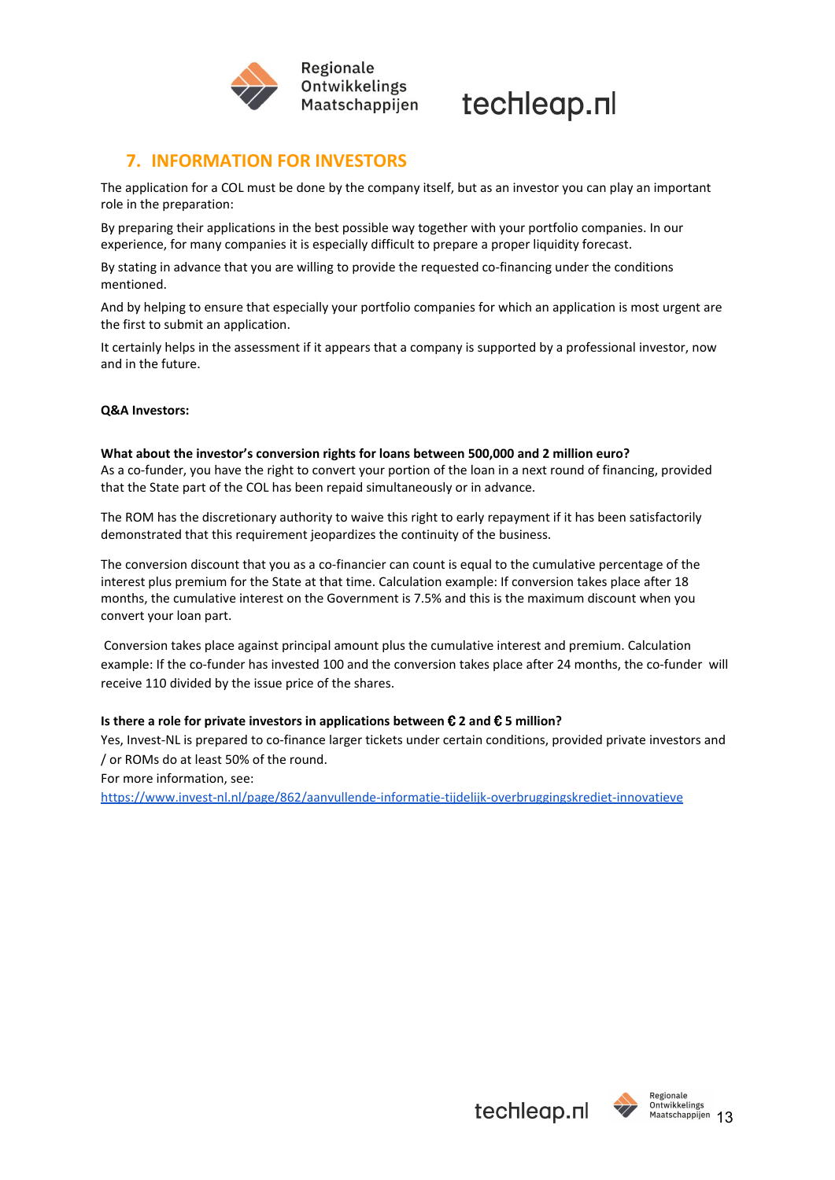## 7. INFORMATION FOR INVESTORS

The application for a COL must be done by the company itself, but as an investor you can play an important role in the preparation:

By preparing their applications in the best possible way together with your portfolio companies. In our experience, for many companies it is especially difficult to prepare a proper liquidity forecast.

By stating in advance that you are willing to provide the requested co-financing under the conditions mentioned.

And by helping to ensure that especially your portfolio companies for which an application is most urgent are the first to submit an application.

It certainly helps in the assessment if it appears that a company is supported by a professional investor, now and in the future.

**Q&A Investors:**

**What about the investor's conversion rights for loans between 500,000 and 2 million euro?**
As a co-funder, you have the right to convert your portion of the loan in a next round of financing, provided that the State part of the COL has been repaid simultaneously or in advance.

The ROM has the discretionary authority to waive this right to early repayment if it has been satisfactorily demonstrated that this requirement jeopardizes the continuity of the business.

The conversion discount that you as a co-financier can count is equal to the cumulative percentage of the interest plus premium for the State at that time. Calculation example: If conversion takes place after 18 months, the cumulative interest on the Government is 7.5% and this is the maximum discount when you convert your loan part.

Conversion takes place against principal amount plus the cumulative interest and premium. Calculation example: If the co-funder has invested 100 and the conversion takes place after 24 months, the co-funder will receive 110 divided by the issue price of the shares.

**Is there a role for private investors in applications between € 2 and € 5 million?**
Yes, Invest-NL is prepared to co-finance larger tickets under certain conditions, provided private investors and / or ROMs do at least 50% of the round.
For more information, see:
https://www.invest-nl.nl/page/862/aanvullende-informatie-tijdelijk-overbruggingskrediet-innovatieve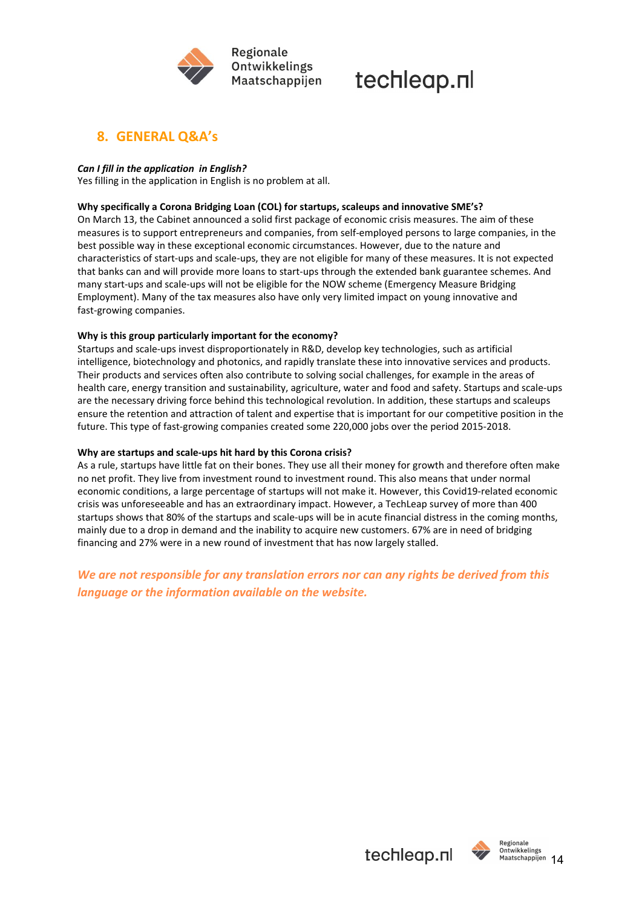## 8. GENERAL Q&A's

***Can I fill in the application in English?***
Yes filling in the application in English is no problem at all.

**Why specifically a Corona Bridging Loan (COL) for startups, scaleups and innovative SME's?**
On March 13, the Cabinet announced a solid first package of economic crisis measures. The aim of these measures is to support entrepreneurs and companies, from self-employed persons to large companies, in the best possible way in these exceptional economic circumstances. However, due to the nature and characteristics of start-ups and scale-ups, they are not eligible for many of these measures. It is not expected that banks can and will provide more loans to start-ups through the extended bank guarantee schemes. And many start-ups and scale-ups will not be eligible for the NOW scheme (Emergency Measure Bridging Employment). Many of the tax measures also have only very limited impact on young innovative and fast-growing companies.

**Why is this group particularly important for the economy?**
Startups and scale-ups invest disproportionately in R&D, develop key technologies, such as artificial intelligence, biotechnology and photonics, and rapidly translate these into innovative services and products. Their products and services often also contribute to solving social challenges, for example in the areas of health care, energy transition and sustainability, agriculture, water and food and safety. Startups and scale-ups are the necessary driving force behind this technological revolution. In addition, these startups and scaleups ensure the retention and attraction of talent and expertise that is important for our competitive position in the future. This type of fast-growing companies created some 220,000 jobs over the period 2015-2018.

**Why are startups and scale-ups hit hard by this Corona crisis?**
As a rule, startups have little fat on their bones. They use all their money for growth and therefore often make no net profit. They live from investment round to investment round. This also means that under normal economic conditions, a large percentage of startups will not make it. However, this Covid19-related economic crisis was unforeseeable and has an extraordinary impact. However, a TechLeap survey of more than 400 startups shows that 80% of the startups and scale-ups will be in acute financial distress in the coming months, mainly due to a drop in demand and the inability to acquire new customers. 67% are in need of bridging financing and 27% were in a new round of investment that has now largely stalled.

***We are not responsible for any translation errors nor can any rights be derived from this language or the information available on the website.***